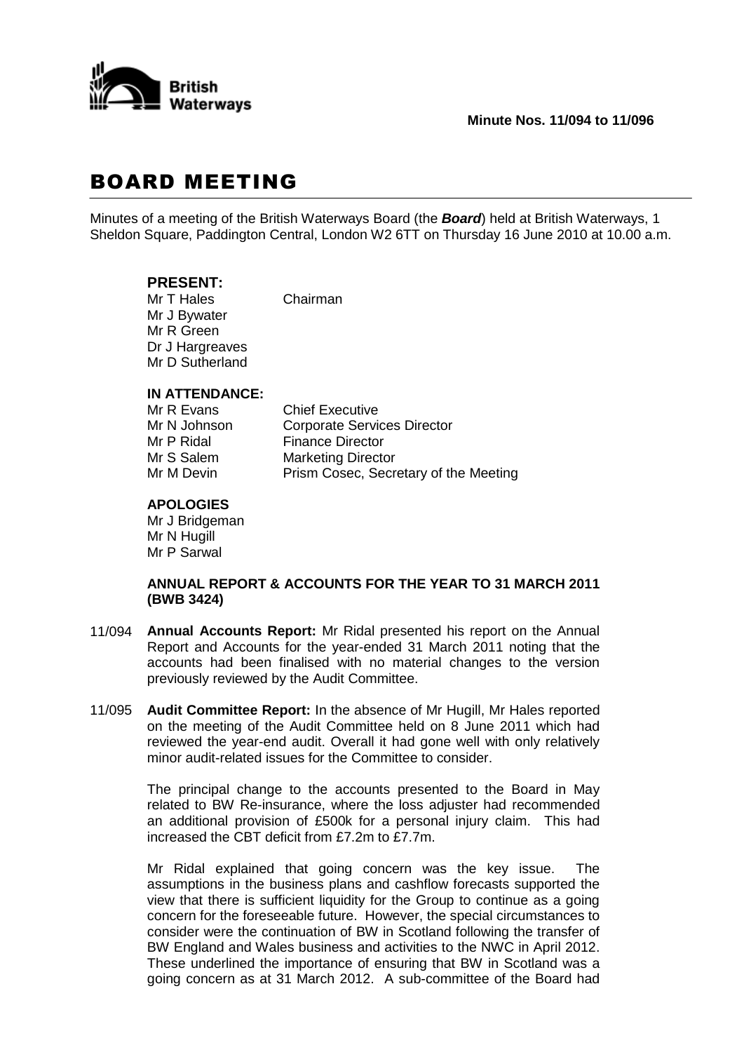**Minute Nos. 11/094 to 11/096**

# BOARD MEETING

Minutes of a meeting of the British Waterways Board (the ***Board***) held at British Waterways, 1 Sheldon Square, Paddington Central, London W2 6TT on Thursday 16 June 2010 at 10.00 a.m.

### PRESENT:

Mr T Hales Chairman
Mr J Bywater
Mr R Green
Dr J Hargreaves
Mr D Sutherland

### IN ATTENDANCE:

| | |
|---|---|
| Mr R Evans | Chief Executive |
| Mr N Johnson | Corporate Services Director |
| Mr P Ridal | Finance Director |
| Mr S Salem | Marketing Director |
| Mr M Devin | Prism Cosec, Secretary of the Meeting |

### APOLOGIES

Mr J Bridgeman
Mr N Hugill
Mr P Sarwal

**ANNUAL REPORT & ACCOUNTS FOR THE YEAR TO 31 MARCH 2011 (BWB 3424)**

11/094 **Annual Accounts Report:** Mr Ridal presented his report on the Annual Report and Accounts for the year-ended 31 March 2011 noting that the accounts had been finalised with no material changes to the version previously reviewed by the Audit Committee.

11/095 **Audit Committee Report:** In the absence of Mr Hugill, Mr Hales reported on the meeting of the Audit Committee held on 8 June 2011 which had reviewed the year-end audit. Overall it had gone well with only relatively minor audit-related issues for the Committee to consider.

The principal change to the accounts presented to the Board in May related to BW Re-insurance, where the loss adjuster had recommended an additional provision of £500k for a personal injury claim. This had increased the CBT deficit from £7.2m to £7.7m.

Mr Ridal explained that going concern was the key issue. The assumptions in the business plans and cashflow forecasts supported the view that there is sufficient liquidity for the Group to continue as a going concern for the foreseeable future. However, the special circumstances to consider were the continuation of BW in Scotland following the transfer of BW England and Wales business and activities to the NWC in April 2012. These underlined the importance of ensuring that BW in Scotland was a going concern as at 31 March 2012. A sub-committee of the Board had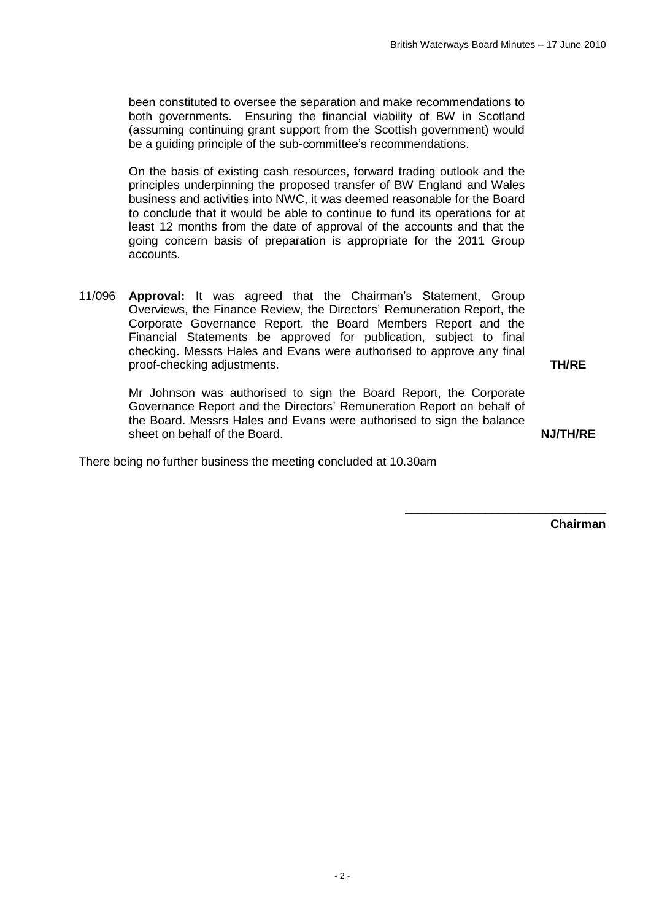been constituted to oversee the separation and make recommendations to both governments. Ensuring the financial viability of BW in Scotland (assuming continuing grant support from the Scottish government) would be a guiding principle of the sub-committee's recommendations.

On the basis of existing cash resources, forward trading outlook and the principles underpinning the proposed transfer of BW England and Wales business and activities into NWC, it was deemed reasonable for the Board to conclude that it would be able to continue to fund its operations for at least 12 months from the date of approval of the accounts and that the going concern basis of preparation is appropriate for the 2011 Group accounts.

11/096 **Approval:** It was agreed that the Chairman's Statement, Group Overviews, the Finance Review, the Directors' Remuneration Report, the Corporate Governance Report, the Board Members Report and the Financial Statements be approved for publication, subject to final checking. Messrs Hales and Evans were authorised to approve any final proof-checking adjustments. **TH/RE**

Mr Johnson was authorised to sign the Board Report, the Corporate Governance Report and the Directors' Remuneration Report on behalf of the Board. Messrs Hales and Evans were authorised to sign the balance sheet on behalf of the Board. **NJ/TH/RE**

There being no further business the meeting concluded at 10.30am

\_\_\_\_\_\_\_\_\_\_\_\_\_\_\_\_\_\_\_\_\_\_\_\_\_\_\_\_\_\_

**Chairman**